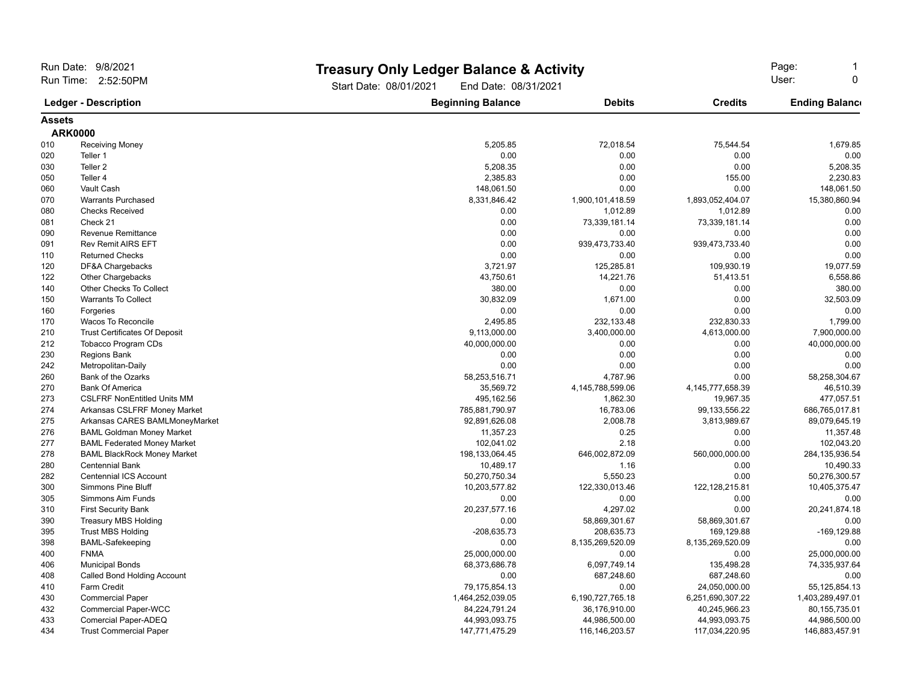Run Date: 9/8/2021
Run Time: 2:52:50PM

# Treasury Only Ledger Balance & Activity

Start Date: 08/01/2021 End Date: 08/31/2021

Page: 1
User: 0

| Ledger | Description | Beginning Balance | Debits | Credits | Ending Balance |
|---|---|---|---|---|---|
| **Assets** | | | | | |
| **ARK0000** | | | | | |
| 010 | Receiving Money | 5,205.85 | 72,018.54 | 75,544.54 | 1,679.85 |
| 020 | Teller 1 | 0.00 | 0.00 | 0.00 | 0.00 |
| 030 | Teller 2 | 5,208.35 | 0.00 | 0.00 | 5,208.35 |
| 050 | Teller 4 | 2,385.83 | 0.00 | 155.00 | 2,230.83 |
| 060 | Vault Cash | 148,061.50 | 0.00 | 0.00 | 148,061.50 |
| 070 | Warrants Purchased | 8,331,846.42 | 1,900,101,418.59 | 1,893,052,404.07 | 15,380,860.94 |
| 080 | Checks Received | 0.00 | 1,012.89 | 1,012.89 | 0.00 |
| 081 | Check 21 | 0.00 | 73,339,181.14 | 73,339,181.14 | 0.00 |
| 090 | Revenue Remittance | 0.00 | 0.00 | 0.00 | 0.00 |
| 091 | Rev Remit AIRS EFT | 0.00 | 939,473,733.40 | 939,473,733.40 | 0.00 |
| 110 | Returned Checks | 0.00 | 0.00 | 0.00 | 0.00 |
| 120 | DF&A Chargebacks | 3,721.97 | 125,285.81 | 109,930.19 | 19,077.59 |
| 122 | Other Chargebacks | 43,750.61 | 14,221.76 | 51,413.51 | 6,558.86 |
| 140 | Other Checks To Collect | 380.00 | 0.00 | 0.00 | 380.00 |
| 150 | Warrants To Collect | 30,832.09 | 1,671.00 | 0.00 | 32,503.09 |
| 160 | Forgeries | 0.00 | 0.00 | 0.00 | 0.00 |
| 170 | Wacos To Reconcile | 2,495.85 | 232,133.48 | 232,830.33 | 1,799.00 |
| 210 | Trust Certificates Of Deposit | 9,113,000.00 | 3,400,000.00 | 4,613,000.00 | 7,900,000.00 |
| 212 | Tobacco Program CDs | 40,000,000.00 | 0.00 | 0.00 | 40,000,000.00 |
| 230 | Regions Bank | 0.00 | 0.00 | 0.00 | 0.00 |
| 242 | Metropolitan-Daily | 0.00 | 0.00 | 0.00 | 0.00 |
| 260 | Bank of the Ozarks | 58,253,516.71 | 4,787.96 | 0.00 | 58,258,304.67 |
| 270 | Bank Of America | 35,569.72 | 4,145,788,599.06 | 4,145,777,658.39 | 46,510.39 |
| 273 | CSLFRF NonEntitled Units MM | 495,162.56 | 1,862.30 | 19,967.35 | 477,057.51 |
| 274 | Arkansas CSLFRF Money Market | 785,881,790.97 | 16,783.06 | 99,133,556.22 | 686,765,017.81 |
| 275 | Arkansas CARES BAMLMoneyMarket | 92,891,626.08 | 2,008.78 | 3,813,989.67 | 89,079,645.19 |
| 276 | BAML Goldman Money Market | 11,357.23 | 0.25 | 0.00 | 11,357.48 |
| 277 | BAML Federated Money Market | 102,041.02 | 2.18 | 0.00 | 102,043.20 |
| 278 | BAML BlackRock Money Market | 198,133,064.45 | 646,002,872.09 | 560,000,000.00 | 284,135,936.54 |
| 280 | Centennial Bank | 10,489.17 | 1.16 | 0.00 | 10,490.33 |
| 282 | Centennial ICS Account | 50,270,750.34 | 5,550.23 | 0.00 | 50,276,300.57 |
| 300 | Simmons Pine Bluff | 10,203,577.82 | 122,330,013.46 | 122,128,215.81 | 10,405,375.47 |
| 305 | Simmons Aim Funds | 0.00 | 0.00 | 0.00 | 0.00 |
| 310 | First Security Bank | 20,237,577.16 | 4,297.02 | 0.00 | 20,241,874.18 |
| 390 | Treasury MBS Holding | 0.00 | 58,869,301.67 | 58,869,301.67 | 0.00 |
| 395 | Trust MBS Holding | -208,635.73 | 208,635.73 | 169,129.88 | -169,129.88 |
| 398 | BAML-Safekeeping | 0.00 | 8,135,269,520.09 | 8,135,269,520.09 | 0.00 |
| 400 | FNMA | 25,000,000.00 | 0.00 | 0.00 | 25,000,000.00 |
| 406 | Municipal Bonds | 68,373,686.78 | 6,097,749.14 | 135,498.28 | 74,335,937.64 |
| 408 | Called Bond Holding Account | 0.00 | 687,248.60 | 687,248.60 | 0.00 |
| 410 | Farm Credit | 79,175,854.13 | 0.00 | 24,050,000.00 | 55,125,854.13 |
| 430 | Commercial Paper | 1,464,252,039.05 | 6,190,727,765.18 | 6,251,690,307.22 | 1,403,289,497.01 |
| 432 | Commercial Paper-WCC | 84,224,791.24 | 36,176,910.00 | 40,245,966.23 | 80,155,735.01 |
| 433 | Comercial Paper-ADEQ | 44,993,093.75 | 44,986,500.00 | 44,993,093.75 | 44,986,500.00 |
| 434 | Trust Commercial Paper | 147,771,475.29 | 116,146,203.57 | 117,034,220.95 | 146,883,457.91 |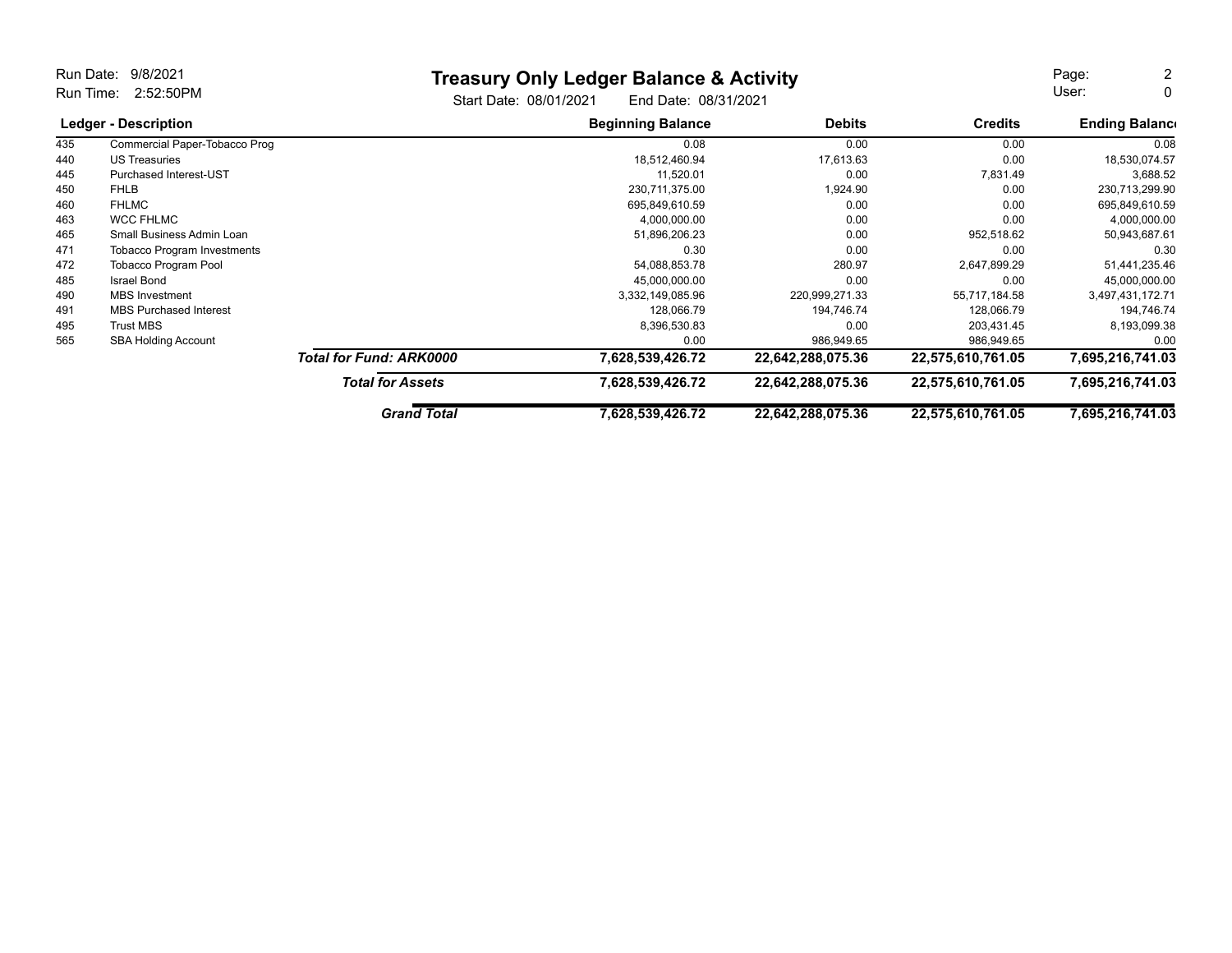Run Date: 9/8/2021
Run Time: 2:52:50PM

# Treasury Only Ledger Balance & Activity

Start Date: 08/01/2021 End Date: 08/31/2021

User: 0

| Ledger | Description | | Beginning Balance | Debits | Credits | Ending Balance |
|---|---|---|---|---|---|---|
| 435 | Commercial Paper-Tobacco Prog | | 0.08 | 0.00 | 0.00 | 0.08 |
| 440 | US Treasuries | | 18,512,460.94 | 17,613.63 | 0.00 | 18,530,074.57 |
| 445 | Purchased Interest-UST | | 11,520.01 | 0.00 | 7,831.49 | 3,688.52 |
| 450 | FHLB | | 230,711,375.00 | 1,924.90 | 0.00 | 230,713,299.90 |
| 460 | FHLMC | | 695,849,610.59 | 0.00 | 0.00 | 695,849,610.59 |
| 463 | WCC FHLMC | | 4,000,000.00 | 0.00 | 0.00 | 4,000,000.00 |
| 465 | Small Business Admin Loan | | 51,896,206.23 | 0.00 | 952,518.62 | 50,943,687.61 |
| 471 | Tobacco Program Investments | | 0.30 | 0.00 | 0.00 | 0.30 |
| 472 | Tobacco Program Pool | | 54,088,853.78 | 280.97 | 2,647,899.29 | 51,441,235.46 |
| 485 | Israel Bond | | 45,000,000.00 | 0.00 | 0.00 | 45,000,000.00 |
| 490 | MBS Investment | | 3,332,149,085.96 | 220,999,271.33 | 55,717,184.58 | 3,497,431,172.71 |
| 491 | MBS Purchased Interest | | 128,066.79 | 194,746.74 | 128,066.79 | 194,746.74 |
| 495 | Trust MBS | | 8,396,530.83 | 0.00 | 203,431.45 | 8,193,099.38 |
| 565 | SBA Holding Account | | 0.00 | 986,949.65 | 986,949.65 | 0.00 |
| | | ***Total for Fund: ARK0000*** | **7,628,539,426.72** | **22,642,288,075.36** | **22,575,610,761.05** | **7,695,216,741.03** |
| | | ***Total for Assets*** | **7,628,539,426.72** | **22,642,288,075.36** | **22,575,610,761.05** | **7,695,216,741.03** |
| | | ***Grand Total*** | **7,628,539,426.72** | **22,642,288,075.36** | **22,575,610,761.05** | **7,695,216,741.03** |